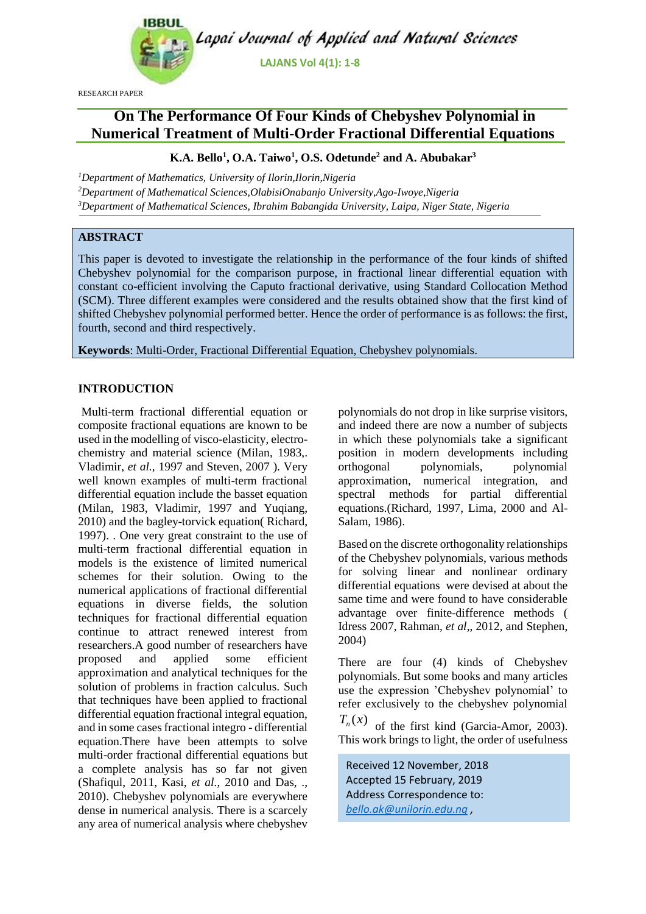RESEARCH PAPER

# On The Performance Of Four Kinds of Chebyshev Polynomial in Numerical Treatment of Multi-Order Fractional Differential Equations

**K.A. Bello[1], O.A. Taiwo[1], O.S. Odetunde[2] and A. Abubakar[3]**

[1]*Department of Mathematics, University of Ilorin,Ilorin,Nigeria*
[2]*Department of Mathematical Sciences,OlabisiOnabanjo University,Ago-Iwoye,Nigeria*
[3]*Department of Mathematical Sciences, Ibrahim Babangida University, Laipa, Niger State, Nigeria*

## ABSTRACT

This paper is devoted to investigate the relationship in the performance of the four kinds of shifted Chebyshev polynomial for the comparison purpose, in fractional linear differential equation with constant co-efficient involving the Caputo fractional derivative, using Standard Collocation Method (SCM). Three different examples were considered and the results obtained show that the first kind of shifted Chebyshev polynomial performed better. Hence the order of performance is as follows: the first, fourth, second and third respectively.

**Keywords**: Multi-Order, Fractional Differential Equation, Chebyshev polynomials.

## INTRODUCTION

Multi-term fractional differential equation or composite fractional equations are known to be used in the modelling of visco-elasticity, electro-chemistry and material science (Milan, 1983,. Vladimir, *et al.*, 1997 and Steven, 2007 ). Very well known examples of multi-term fractional differential equation include the basset equation (Milan, 1983, Vladimir, 1997 and Yuqiang, 2010) and the bagley-torvick equation( Richard, 1997). . One very great constraint to the use of multi-term fractional differential equation in models is the existence of limited numerical schemes for their solution. Owing to the numerical applications of fractional differential equations in diverse fields, the solution techniques for fractional differential equation continue to attract renewed interest from researchers.A good number of researchers have proposed and applied some efficient approximation and analytical techniques for the solution of problems in fraction calculus. Such that techniques have been applied to fractional differential equation fractional integral equation, and in some cases fractional integro - differential equation.There have been attempts to solve multi-order fractional differential equations but a complete analysis has so far not given (Shafiqul, 2011, Kasi, *et al.*, 2010 and Das, ., 2010). Chebyshev polynomials are everywhere dense in numerical analysis. There is a scarcely any area of numerical analysis where chebyshev polynomials do not drop in like surprise visitors, and indeed there are now a number of subjects in which these polynomials take a significant position in modern developments including orthogonal polynomials, polynomial approximation, numerical integration, and spectral methods for partial differential equations.(Richard, 1997, Lima, 2000 and Al-Salam, 1986).

Based on the discrete orthogonality relationships of the Chebyshev polynomials, various methods for solving linear and nonlinear ordinary differential equations were devised at about the same time and were found to have considerable advantage over finite-difference methods ( Idress 2007, Rahman, *et al*,, 2012, and Stephen, 2004)

There are four (4) kinds of Chebyshev polynomials. But some books and many articles use the expression 'Chebyshev polynomial' to refer exclusively to the chebyshev polynomial $T_n(x)$ of the first kind (Garcia-Amor, 2003). This work brings to light, the order of usefulness

Received 12 November, 2018
Accepted 15 February, 2019
Address Correspondence to:
*bello.ak@unilorin.edu.ng* ,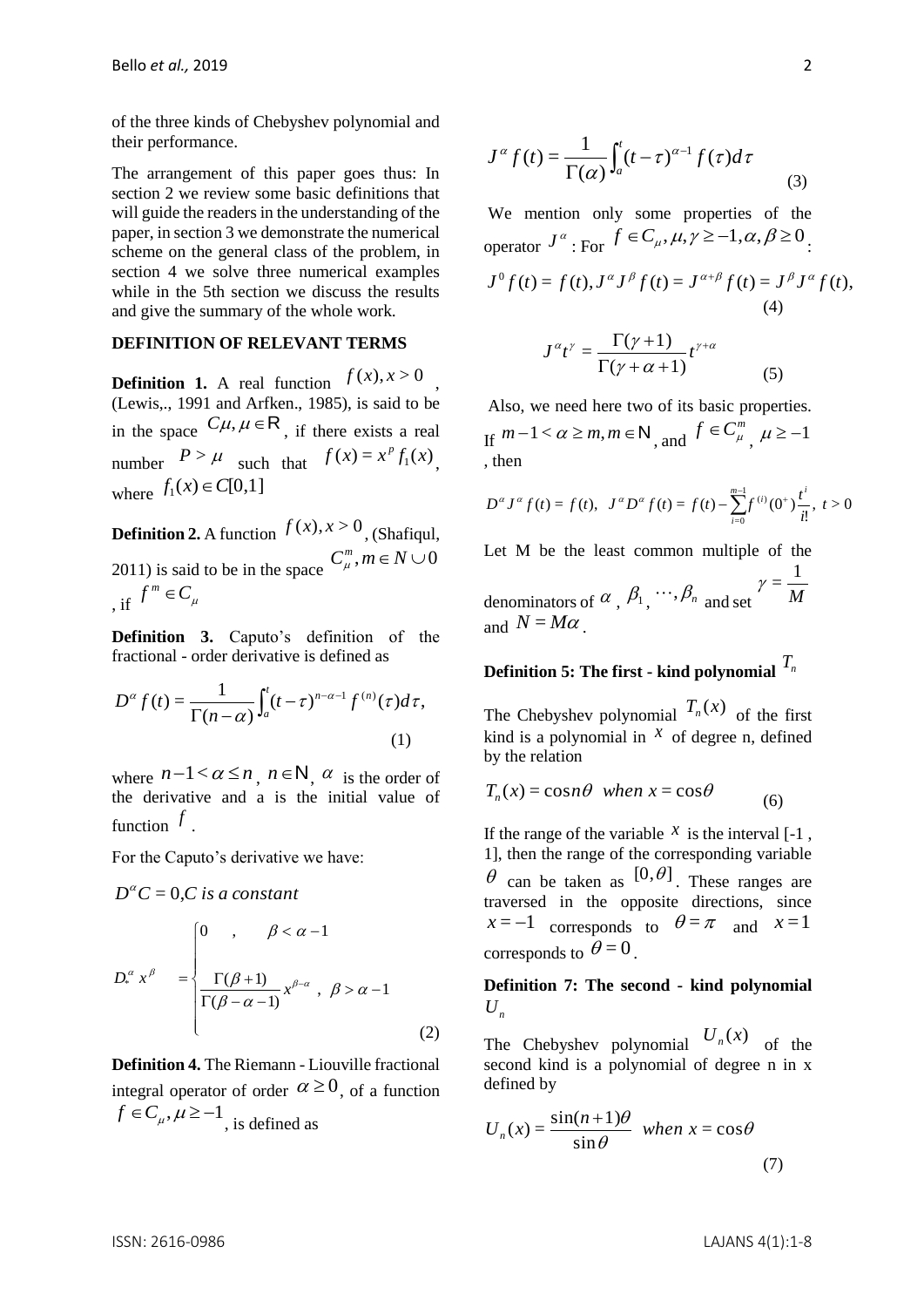of the three kinds of Chebyshev polynomial and their performance.

The arrangement of this paper goes thus: In section 2 we review some basic definitions that will guide the readers in the understanding of the paper, in section 3 we demonstrate the numerical scheme on the general class of the problem, in section 4 we solve three numerical examples while in the 5th section we discuss the results and give the summary of the whole work.

## DEFINITION OF RELEVANT TERMS

**Definition 1.** A real function $f(x), x > 0$, (Lewis,., 1991 and Arfken., 1985), is said to be in the space $C\mu, \mu \in \mathsf{R}$, if there exists a real number $P > \mu$ such that $f(x) = x^p f_1(x)$, where $f_1(x) \in C[0,1]$

**Definition 2.** A function $f(x), x > 0$, (Shafiqul, 2011) is said to be in the space $C_\mu^m, m \in N \cup 0$, if $f^m \in C_\mu$

**Definition 3.** Caputo's definition of the fractional - order derivative is defined as

$$D^\alpha f(t) = \frac{1}{\Gamma(n-\alpha)} \int_a^t (t-\tau)^{n-\alpha-1} f^{(n)}(\tau) d\tau, \tag{1}$$

where $n-1 < \alpha \le n$, $n \in \mathsf{N}$, $\alpha$ is the order of the derivative and a is the initial value of function $f$.

For the Caputo's derivative we have:

$D^\alpha C = 0, C$ *is a constant*

$$D_*^\alpha x^\beta = \begin{cases} 0 \quad , \quad \beta < \alpha - 1 \\ \dfrac{\Gamma(\beta+1)}{\Gamma(\beta-\alpha-1)} x^{\beta-\alpha} \ , \ \beta > \alpha - 1 \end{cases} \tag{2}$$

**Definition 4.** The Riemann - Liouville fractional integral operator of order $\alpha \ge 0$, of a function $f \in C_\mu, \mu \ge -1$, is defined as

$$J^\alpha f(t) = \frac{1}{\Gamma(\alpha)} \int_a^t (t-\tau)^{\alpha-1} f(\tau) d\tau \tag{3}$$

We mention only some properties of the operator $J^\alpha$: For $f \in C_\mu, \mu, \gamma \ge -1, \alpha, \beta \ge 0$:

$$J^0 f(t) = f(t), J^\alpha J^\beta f(t) = J^{\alpha+\beta} f(t) = J^\beta J^\alpha f(t), \tag{4}$$

$$J^\alpha t^\gamma = \frac{\Gamma(\gamma+1)}{\Gamma(\gamma+\alpha+1)} t^{\gamma+\alpha} \tag{5}$$

Also, we need here two of its basic properties. If $m-1 < \alpha \ge m, m \in \mathsf{N}$, and $f \in C_\mu^m$, $\mu \ge -1$, then

$$D^\alpha J^\alpha f(t) = f(t), \quad J^\alpha D^\alpha f(t) = f(t) - \sum_{i=0}^{m-1} f^{(i)}(0^+) \frac{t^i}{i!}, \ t > 0$$

Let M be the least common multiple of the denominators of $\alpha$, $\beta_1$, $\cdots, \beta_n$ and set $\gamma = \frac{1}{M}$ and $N = M\alpha$.

**Definition 5: The first - kind polynomial $T_n$**

The Chebyshev polynomial $T_n(x)$ of the first kind is a polynomial in $x$ of degree n, defined by the relation

$$T_n(x) = \cos n\theta \ \ when \ x = \cos\theta \tag{6}$$

If the range of the variable $x$ is the interval [-1 , 1], then the range of the corresponding variable $\theta$ can be taken as $[0, \theta]$. These ranges are traversed in the opposite directions, since $x = -1$ corresponds to $\theta = \pi$ and $x = 1$ corresponds to $\theta = 0$.

**Definition 7: The second - kind polynomial $U_n$**

The Chebyshev polynomial $U_n(x)$ of the second kind is a polynomial of degree n in x defined by

$$U_n(x) = \frac{\sin(n+1)\theta}{\sin\theta} \ \ when \ x = \cos\theta \tag{7}$$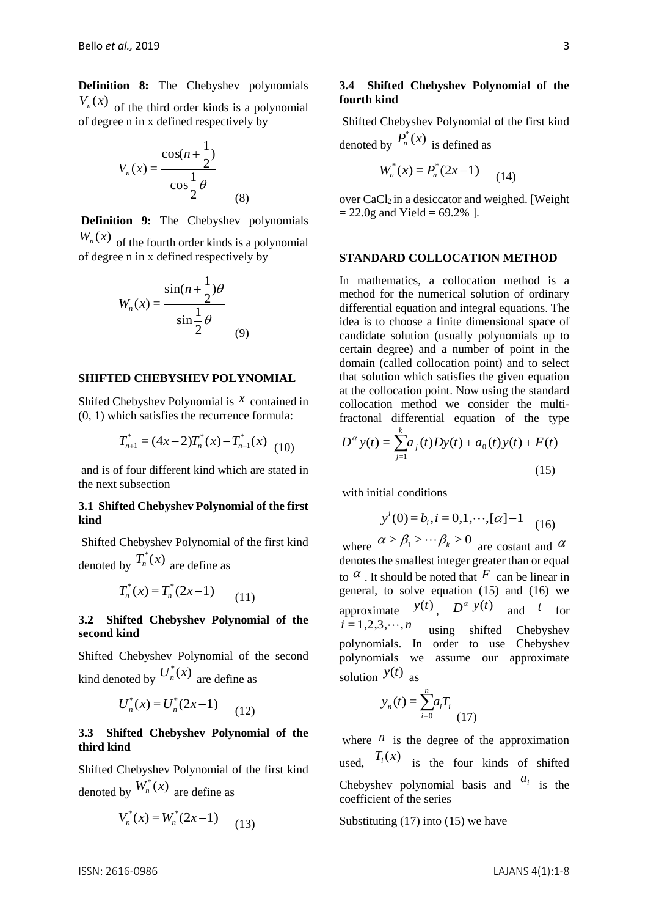**Definition 8:** The Chebyshev polynomials $V_n(x)$ of the third order kinds is a polynomial of degree n in x defined respectively by

$$V_n(x) = \frac{\cos(n+\frac{1}{2})}{\cos\frac{1}{2}\theta} \quad (8)$$

**Definition 9:** The Chebyshev polynomials $W_n(x)$ of the fourth order kinds is a polynomial of degree n in x defined respectively by

$$W_n(x) = \frac{\sin(n+\frac{1}{2})\theta}{\sin\frac{1}{2}\theta} \quad (9)$$

## SHIFTED CHEBYSHEV POLYNOMIAL

Shifed Chebyshev Polynomial is $x$ contained in (0, 1) which satisfies the recurrence formula:

$$T_{n+1}^{*} = (4x-2)T_n^{*}(x) - T_{n-1}^{*}(x) \quad (10)$$

and is of four different kind which are stated in the next subsection

### 3.1 Shifted Chebyshev Polynomial of the first kind

Shifted Chebyshev Polynomial of the first kind denoted by $T_n^{*}(x)$ are define as

$$T_n^{*}(x) = T_n^{*}(2x-1) \quad (11)$$

### 3.2 Shifted Chebyshev Polynomial of the second kind

Shifted Chebyshev Polynomial of the second kind denoted by $U_n^{*}(x)$ are define as

$$U_n^{*}(x) = U_n^{*}(2x-1) \quad (12)$$

### 3.3 Shifted Chebyshev Polynomial of the third kind

Shifted Chebyshev Polynomial of the first kind denoted by $W_n^{*}(x)$ are define as

$$V_n^{*}(x) = W_n^{*}(2x-1) \quad (13)$$

### 3.4 Shifted Chebyshev Polynomial of the fourth kind

Shifted Chebyshev Polynomial of the first kind denoted by $P_n^{*}(x)$ is defined as

$$W_n^{*}(x) = P_n^{*}(2x-1) \quad (14)$$

over $CaCl_2$ in a desiccator and weighed. [Weight = 22.0g and Yield = 69.2% ].

## STANDARD COLLOCATION METHOD

In mathematics, a collocation method is a method for the numerical solution of ordinary differential equation and integral equations. The idea is to choose a finite dimensional space of candidate solution (usually polynomials up to certain degree) and a number of point in the domain (called collocation point) and to select that solution which satisfies the given equation at the collocation point. Now using the standard collocation method we consider the multi-fractonal differential equation of the type

$$D^{\alpha} y(t) = \sum_{j=1}^{k} a_j(t) Dy(t) + a_0(t) y(t) + F(t) \quad (15)$$

with initial conditions

$$y^{i}(0) = b_i, i = 0,1,\cdots,[\alpha]-1 \quad (16)$$

where $\alpha > \beta_1 > \cdots \beta_k > 0$ are costant and $\alpha$ denotes the smallest integer greater than or equal to $\alpha$. It should be noted that $F$ can be linear in general, to solve equation (15) and (16) we approximate $y(t)$, $D^{\alpha} y(t)$ and $t$ for $i = 1,2,3,\cdots,n$ using shifted Chebyshev polynomials. In order to use Chebyshev polynomials we assume our approximate solution $y(t)$ as

$$y_n(t) = \sum_{i=0}^{n} a_i T_i \quad (17)$$

where $n$ is the degree of the approximation used, $T_i(x)$ is the four kinds of shifted Chebyshev polynomial basis and $a_i$ is the coefficient of the series

Substituting (17) into (15) we have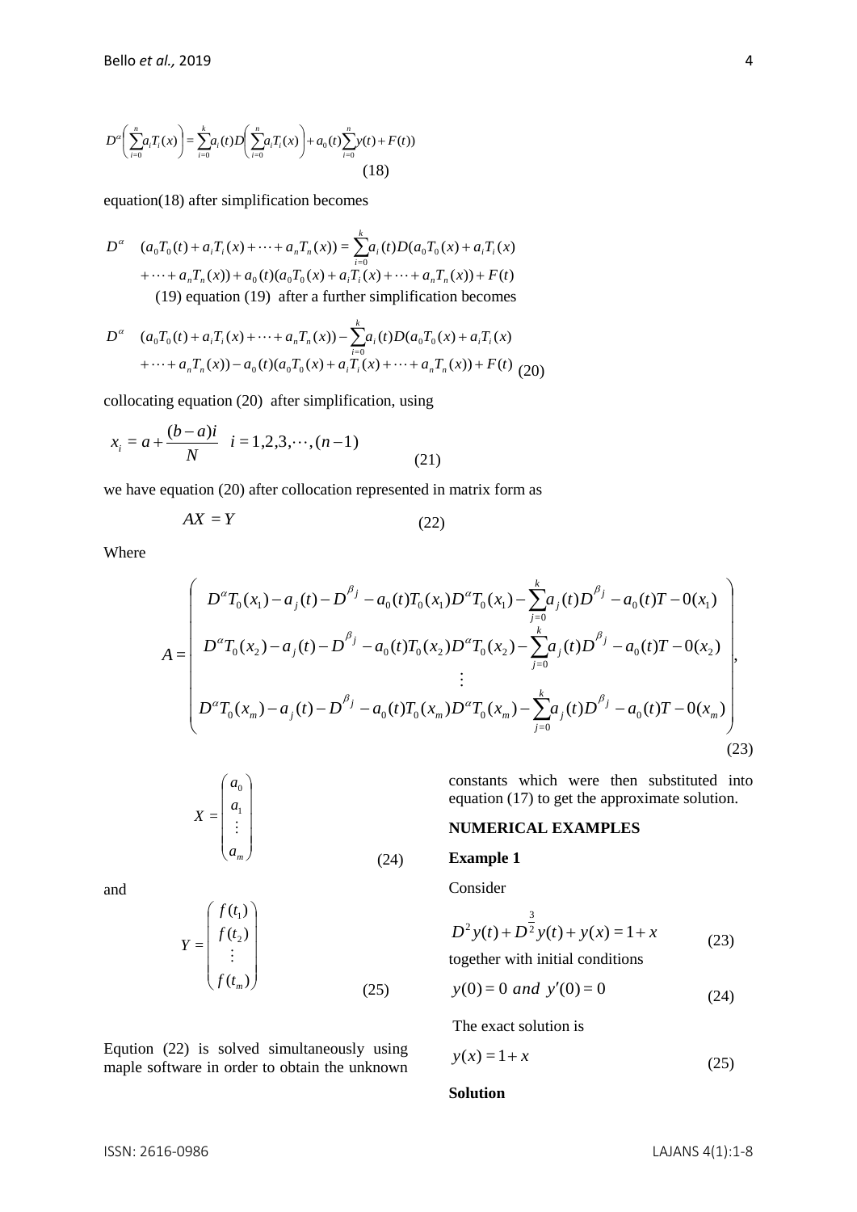$$D^{\alpha}\left(\sum_{i=0}^{n} a_i T_i(x)\right) = \sum_{i=0}^{k} a_i(t) D\left(\sum_{i=0}^{n} a_i T_i(x)\right) + a_0(t)\sum_{i=0}^{n} y(t) + F(t)) \tag{18}$$

equation(18) after simplification becomes

$$D^{\alpha} \quad (a_0 T_0(t) + a_i T_i(x) + \cdots + a_n T_n(x)) = \sum_{i=0}^{k} a_i(t) D(a_0 T_0(x) + a_i T_i(x) + \cdots + a_n T_n(x)) + a_0(t)(a_0 T_0(x) + a_i T_i(x) + \cdots + a_n T_n(x)) + F(t)$$

(19) equation (19) after a further simplification becomes

$$D^{\alpha} \quad (a_0 T_0(t) + a_i T_i(x) + \cdots + a_n T_n(x)) - \sum_{i=0}^{k} a_i(t) D(a_0 T_0(x) + a_i T_i(x) + \cdots + a_n T_n(x)) - a_0(t)(a_0 T_0(x) + a_i T_i(x) + \cdots + a_n T_n(x)) + F(t) \tag{20}$$

collocating equation (20) after simplification, using

$$x_i = a + \frac{(b-a)i}{N} \quad i = 1,2,3,\cdots,(n-1) \tag{21}$$

we have equation (20) after collocation represented in matrix form as

$$AX = Y \tag{22}$$

Where

$$A = \begin{pmatrix} D^{\alpha}T_0(x_1) - a_j(t) - D^{\beta_j} - a_0(t)T_0(x_1)D^{\alpha}T_0(x_1) - \sum_{j=0}^{k} a_j(t)D^{\beta_j} - a_0(t)T - 0(x_1) \\ D^{\alpha}T_0(x_2) - a_j(t) - D^{\beta_j} - a_0(t)T_0(x_2)D^{\alpha}T_0(x_2) - \sum_{j=0}^{k} a_j(t)D^{\beta_j} - a_0(t)T - 0(x_2) \\ \vdots \\ D^{\alpha}T_0(x_m) - a_j(t) - D^{\beta_j} - a_0(t)T_0(x_m)D^{\alpha}T_0(x_m) - \sum_{j=0}^{k} a_j(t)D^{\beta_j} - a_0(t)T - 0(x_m) \end{pmatrix}, \tag{23}$$

$$X = \begin{pmatrix} a_0 \\ a_1 \\ \vdots \\ a_m \end{pmatrix} \tag{24}$$

and

$$Y = \begin{pmatrix} f(t_1) \\ f(t_2) \\ \vdots \\ f(t_m) \end{pmatrix} \tag{25}$$

Eqution (22) is solved simultaneously using maple software in order to obtain the unknown constants which were then substituted into equation (17) to get the approximate solution.

## NUMERICAL EXAMPLES

### Example 1

Consider

$$D^2 y(t) + D^{\frac{3}{2}} y(t) + y(x) = 1 + x \tag{23}$$

together with initial conditions

$$y(0) = 0 \ and \ y'(0) = 0 \tag{24}$$

The exact solution is

$$y(x) = 1 + x \tag{25}$$

**Solution**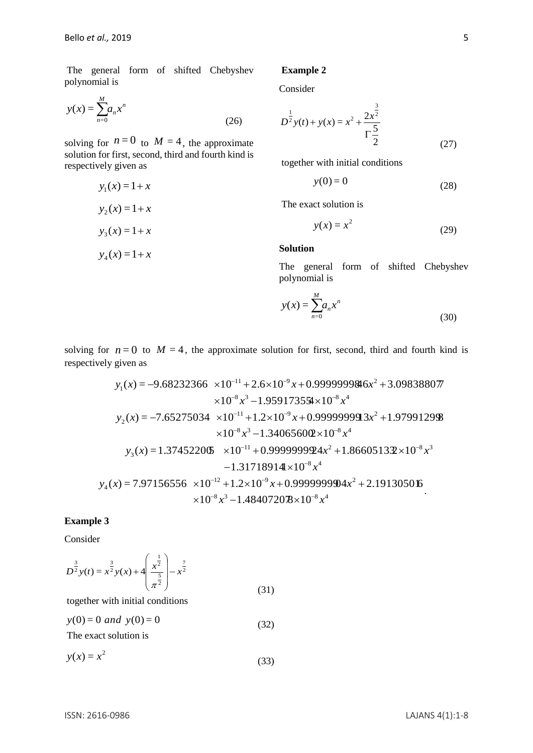The general form of shifted Chebyshev polynomial is

$$y(x) = \sum_{n=0}^{M} a_n x^n \tag{26}$$

solving for $n = 0$ to $M = 4$, the approximate solution for first, second, third and fourth kind is respectively given as

$$y_1(x) = 1 + x$$

$$y_2(x) = 1 + x$$

$$y_3(x) = 1 + x$$

$$y_4(x) = 1 + x$$

**Example 2**

Consider

$$D^{\frac{1}{2}} y(t) + y(x) = x^2 + \frac{2x^{\frac{3}{2}}}{\Gamma\frac{5}{2}} \tag{27}$$

together with initial conditions

$$y(0) = 0 \tag{28}$$

The exact solution is

$$y(x) = x^2 \tag{29}$$

**Solution**

The general form of shifted Chebyshev polynomial is

$$y(x) = \sum_{n=0}^{M} a_n x^n \tag{30}$$

solving for $n = 0$ to $M = 4$, the approximate solution for first, second, third and fourth kind is respectively given as

$$y_1(x) = -9.68232366 \times 10^{-11} + 2.6 \times 10^{-9} x + 0.9999999846 x^2 + 3.098388077 \times 10^{-8} x^3 - 1.959173554 \times 10^{-8} x^4$$

$$y_2(x) = -7.65275034 \times 10^{-11} + 1.2 \times 10^{-9} x + 0.9999999913 x^2 + 1.979912998 \times 10^{-8} x^3 - 1.340656002 \times 10^{-8} x^4$$

$$y_3(x) = 1.374522005 \times 10^{-11} + 0.9999999924 x^2 + 1.866051332 \times 10^{-8} x^3 - 1.317189141 \times 10^{-8} x^4$$

$$y_4(x) = 7.97156556 \times 10^{-12} + 1.2 \times 10^{-9} x + 0.9999999904 x^2 + 2.191305016 \times 10^{-8} x^3 - 1.484072078 \times 10^{-8} x^4.$$

**Example 3**

Consider

$$D^{\frac{3}{2}} y(t) = x^{\frac{3}{2}} y(x) + 4\left(\frac{x^{\frac{1}{2}}}{\pi^{\frac{5}{2}}}\right) - x^{\frac{7}{2}} \tag{31}$$

together with initial conditions

$$y(0) = 0 \; and \; y(0) = 0 \tag{32}$$

The exact solution is

$$y(x) = x^2 \tag{33}$$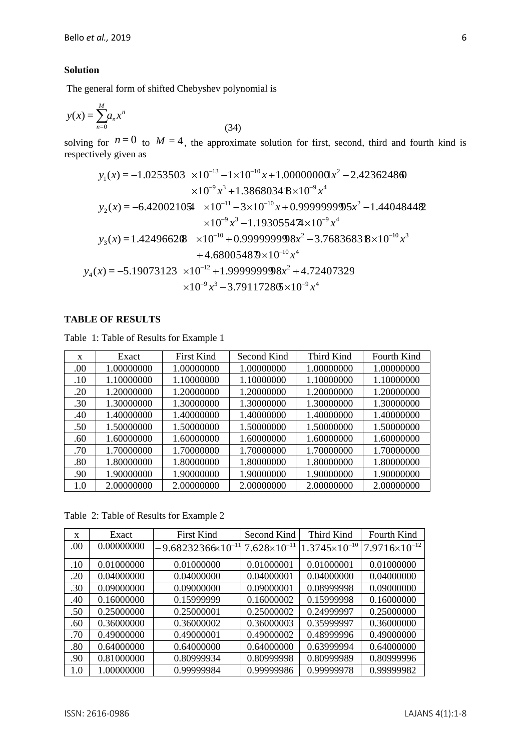**Solution**

The general form of shifted Chebyshev polynomial is

$$y(x) = \sum_{n=0}^{M} a_n x^n \tag{34}$$

solving for $n = 0$ to $M = 4$, the approximate solution for first, second, third and fourth kind is respectively given as

$$y_1(x) = -1.02535035 \times 10^{-13} - 1\times 10^{-10} x + 1.000000001 x^2 - 2.424624860 \times 10^{-9} x^3 + 1.386803418 \times 10^{-9} x^4$$

$$y_2(x) = -6.420021054 \times 10^{-11} - 3\times 10^{-10} x + 0.9999999995 x^2 - 1.440484482 \times 10^{-9} x^3 - 1.193055474 \times 10^{-9} x^4$$

$$y_3(x) = 1.424966208 \times 10^{-10} + 0.9999999998 x^2 - 3.768368318 \times 10^{-10} x^3 + 4.680054879 \times 10^{-10} x^4$$

$$y_4(x) = -5.190731235 \times 10^{-12} + 1.9999999998 x^2 + 4.72407329 \times 10^{-9} x^3 - 3.791172805 \times 10^{-9} x^4$$

**TABLE OF RESULTS**

Table 1: Table of Results for Example 1

| x | Exact | First Kind | Second Kind | Third Kind | Fourth Kind |
|---|---|---|---|---|---|
| .00 | 1.00000000 | 1.00000000 | 1.00000000 | 1.00000000 | 1.00000000 |
| .10 | 1.10000000 | 1.10000000 | 1.10000000 | 1.10000000 | 1.10000000 |
| .20 | 1.20000000 | 1.20000000 | 1.20000000 | 1.20000000 | 1.20000000 |
| .30 | 1.30000000 | 1.30000000 | 1.30000000 | 1.30000000 | 1.30000000 |
| .40 | 1.40000000 | 1.40000000 | 1.40000000 | 1.40000000 | 1.40000000 |
| .50 | 1.50000000 | 1.50000000 | 1.50000000 | 1.50000000 | 1.50000000 |
| .60 | 1.60000000 | 1.60000000 | 1.60000000 | 1.60000000 | 1.60000000 |
| .70 | 1.70000000 | 1.70000000 | 1.70000000 | 1.70000000 | 1.70000000 |
| .80 | 1.80000000 | 1.80000000 | 1.80000000 | 1.80000000 | 1.80000000 |
| .90 | 1.90000000 | 1.90000000 | 1.90000000 | 1.90000000 | 1.90000000 |
| 1.0 | 2.00000000 | 2.00000000 | 2.00000000 | 2.00000000 | 2.00000000 |

Table 2: Table of Results for Example 2

| x | Exact | First Kind | Second Kind | Third Kind | Fourth Kind |
|---|---|---|---|---|---|
| .00 | 0.00000000 | $-9.68232366\times 10^{-11}$ | $7.628\times 10^{-11}$ | $1.3745\times 10^{-10}$ | $7.9716\times 10^{-12}$ |
| .10 | 0.01000000 | 0.01000000 | 0.01000001 | 0.01000001 | 0.01000000 |
| .20 | 0.04000000 | 0.04000000 | 0.04000001 | 0.04000000 | 0.04000000 |
| .30 | 0.09000000 | 0.09000000 | 0.09000001 | 0.08999998 | 0.09000000 |
| .40 | 0.16000000 | 0.15999999 | 0.16000002 | 0.15999998 | 0.16000000 |
| .50 | 0.25000000 | 0.25000001 | 0.25000002 | 0.24999997 | 0.25000000 |
| .60 | 0.36000000 | 0.36000002 | 0.36000003 | 0.35999997 | 0.36000000 |
| .70 | 0.49000000 | 0.49000001 | 0.49000002 | 0.48999996 | 0.49000000 |
| .80 | 0.64000000 | 0.64000000 | 0.64000000 | 0.63999994 | 0.64000000 |
| .90 | 0.81000000 | 0.80999934 | 0.80999998 | 0.80999989 | 0.80999996 |
| 1.0 | 1.00000000 | 0.99999984 | 0.99999986 | 0.99999978 | 0.99999982 |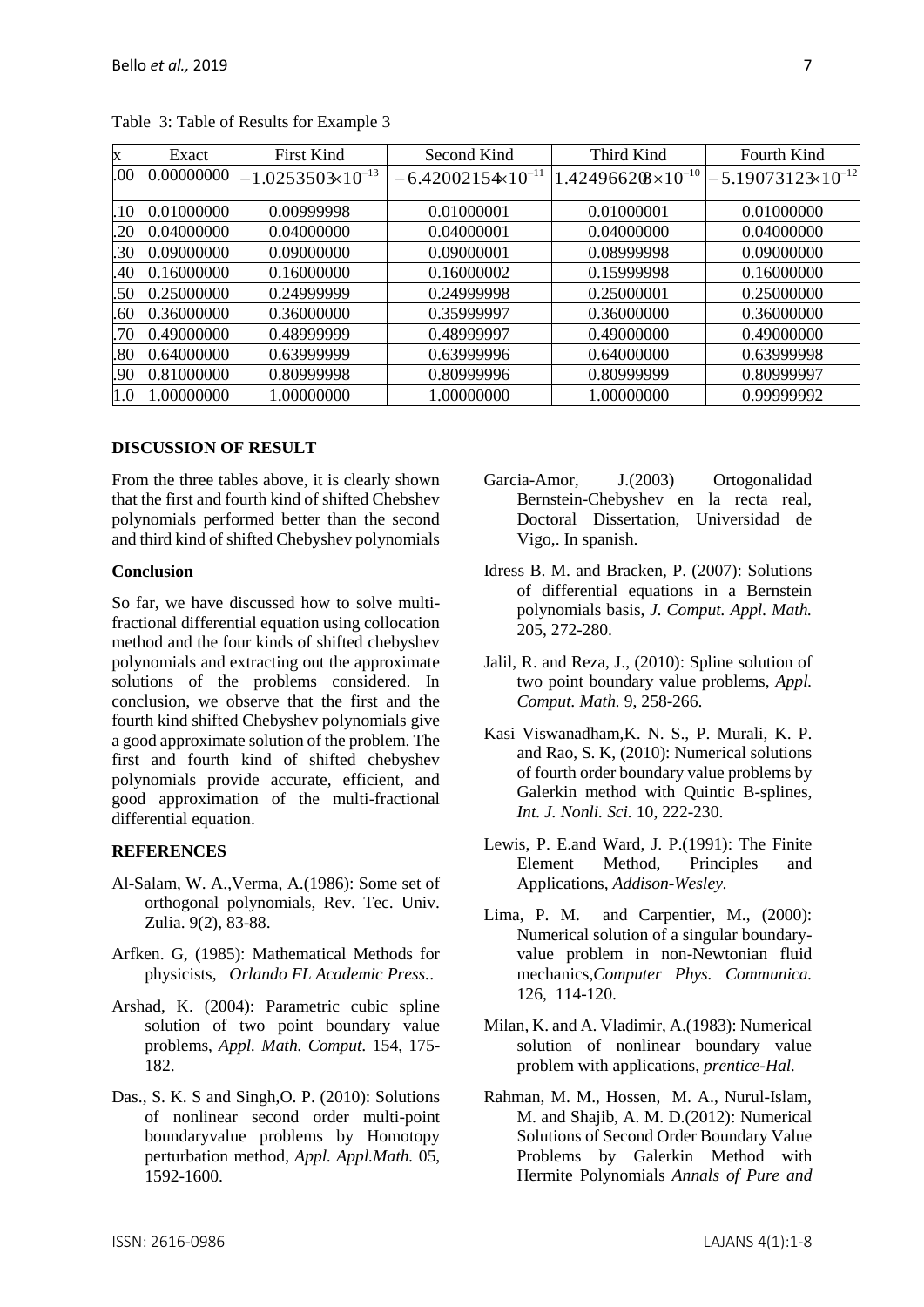Table 3: Table of Results for Example 3

| x | Exact | First Kind | Second Kind | Third Kind | Fourth Kind |
|---|---|---|---|---|---|
| .00 | 0.00000000 | $-1.0253503\times10^{-13}$ | $-6.42002154\times10^{-11}$ | $1.42496620\times10^{-10}$ | $-5.19073123\times10^{-12}$ |
| .10 | 0.01000000 | 0.00999998 | 0.01000001 | 0.01000001 | 0.01000000 |
| .20 | 0.04000000 | 0.04000000 | 0.04000001 | 0.04000000 | 0.04000000 |
| .30 | 0.09000000 | 0.09000000 | 0.09000001 | 0.08999998 | 0.09000000 |
| .40 | 0.16000000 | 0.16000000 | 0.16000002 | 0.15999998 | 0.16000000 |
| .50 | 0.25000000 | 0.24999999 | 0.24999998 | 0.25000001 | 0.25000000 |
| .60 | 0.36000000 | 0.36000000 | 0.35999997 | 0.36000000 | 0.36000000 |
| .70 | 0.49000000 | 0.48999999 | 0.48999997 | 0.49000000 | 0.49000000 |
| .80 | 0.64000000 | 0.63999999 | 0.63999996 | 0.64000000 | 0.63999998 |
| .90 | 0.81000000 | 0.80999998 | 0.80999996 | 0.80999999 | 0.80999997 |
| 1.0 | 1.00000000 | 1.00000000 | 1.00000000 | 1.00000000 | 0.99999992 |

## DISCUSSION OF RESULT

From the three tables above, it is clearly shown that the first and fourth kind of shifted Chebshev polynomials performed better than the second and third kind of shifted Chebyshev polynomials

### Conclusion

So far, we have discussed how to solve multi-fractional differential equation using collocation method and the four kinds of shifted chebyshev polynomials and extracting out the approximate solutions of the problems considered. In conclusion, we observe that the first and the fourth kind shifted Chebyshev polynomials give a good approximate solution of the problem. The first and fourth kind of shifted chebyshev polynomials provide accurate, efficient, and good approximation of the multi-fractional differential equation.

## REFERENCES

Al-Salam, W. A.,Verma, A.(1986): Some set of orthogonal polynomials, Rev. Tec. Univ. Zulia. 9(2), 83-88.

Arfken. G, (1985): Mathematical Methods for physicists, *Orlando FL Academic Press.*.

Arshad, K. (2004): Parametric cubic spline solution of two point boundary value problems, *Appl. Math. Comput*. 154, 175-182.

Das., S. K. S and Singh,O. P. (2010): Solutions of nonlinear second order multi-point boundaryvalue problems by Homotopy perturbation method, *Appl. Appl.Math.* 05, 1592-1600.

Garcia-Amor, J.(2003) Ortogonalidad Bernstein-Chebyshev en la recta real, Doctoral Dissertation, Universidad de Vigo,. In spanish.

Idress B. M. and Bracken, P. (2007): Solutions of differential equations in a Bernstein polynomials basis, *J. Comput. Appl. Math.* 205, 272-280.

Jalil, R. and Reza, J., (2010): Spline solution of two point boundary value problems, *Appl. Comput. Math.* 9, 258-266.

Kasi Viswanadham,K. N. S., P. Murali, K. P. and Rao, S. K, (2010): Numerical solutions of fourth order boundary value problems by Galerkin method with Quintic B-splines, *Int. J. Nonli. Sci.* 10, 222-230.

Lewis, P. E.and Ward, J. P.(1991): The Finite Element Method, Principles and Applications, *Addison-Wesley.*

Lima, P. M. and Carpentier, M., (2000): Numerical solution of a singular boundary-value problem in non-Newtonian fluid mechanics,*Computer Phys. Communica.* 126, 114-120.

Milan, K. and A. Vladimir, A.(1983): Numerical solution of nonlinear boundary value problem with applications, *prentice-Hal.*

Rahman, M. M., Hossen, M. A., Nurul-Islam, M. and Shajib, A. M. D.(2012): Numerical Solutions of Second Order Boundary Value Problems by Galerkin Method with Hermite Polynomials *Annals of Pure and*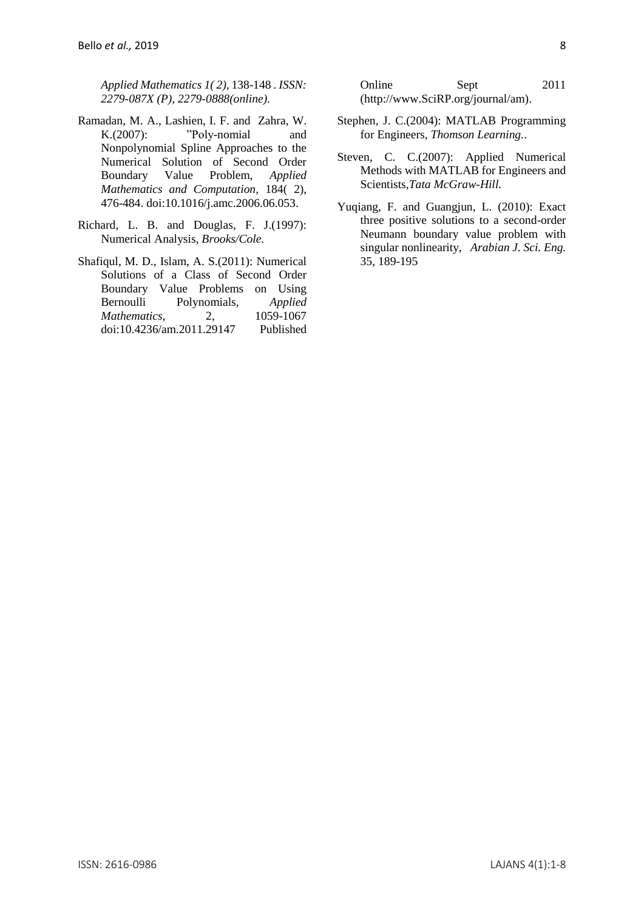*Applied Mathematics 1( 2),* 138-148 . *ISSN: 2279-087X (P), 2279-0888(online).*

Ramadan, M. A., Lashien, I. F. and Zahra, W. K.(2007): "Poly-nomial and Nonpolynomial Spline Approaches to the Numerical Solution of Second Order Boundary Value Problem, *Applied Mathematics and Computation,* 184( 2), 476-484. doi:10.1016/j.amc.2006.06.053.

Richard, L. B. and Douglas, F. J.(1997): Numerical Analysis, *Brooks/Cole.*

Shafiqul, M. D., Islam, A. S.(2011): Numerical Solutions of a Class of Second Order Boundary Value Problems on Using Bernoulli Polynomials, *Applied Mathematics,* 2, 1059-1067 doi:10.4236/am.2011.29147 Published Online Sept 2011 (http://www.SciRP.org/journal/am).

Stephen, J. C.(2004): MATLAB Programming for Engineers, *Thomson Learning..*

Steven, C. C.(2007): Applied Numerical Methods with MATLAB for Engineers and Scientists,*Tata McGraw-Hill.*

Yuqiang, F. and Guangjun, L. (2010): Exact three positive solutions to a second-order Neumann boundary value problem with singular nonlinearity, *Arabian J. Sci. Eng.* 35, 189-195